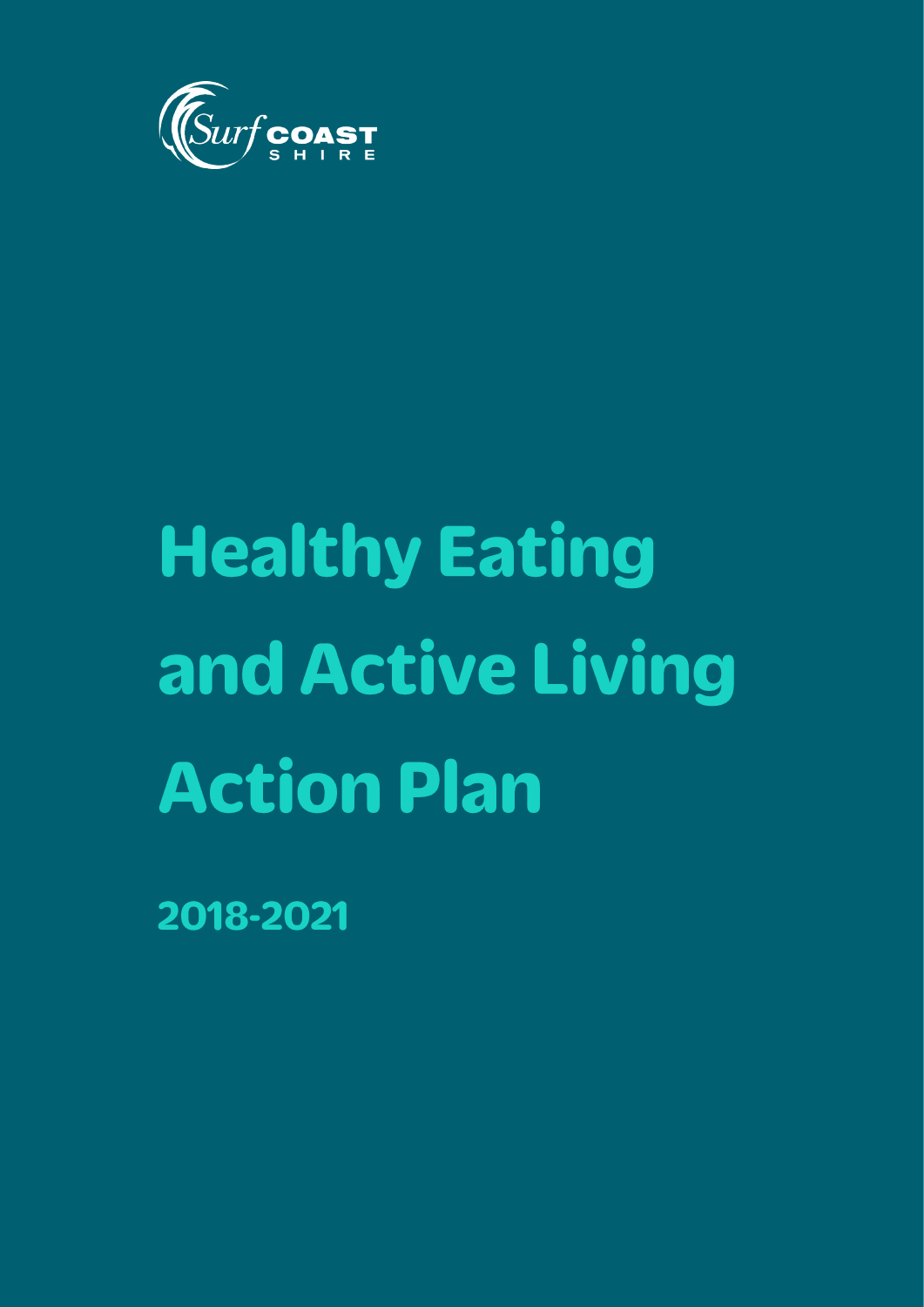Surf COAST SHIRE

# Healthy Eating and Active Living Action Plan

## 2018-2021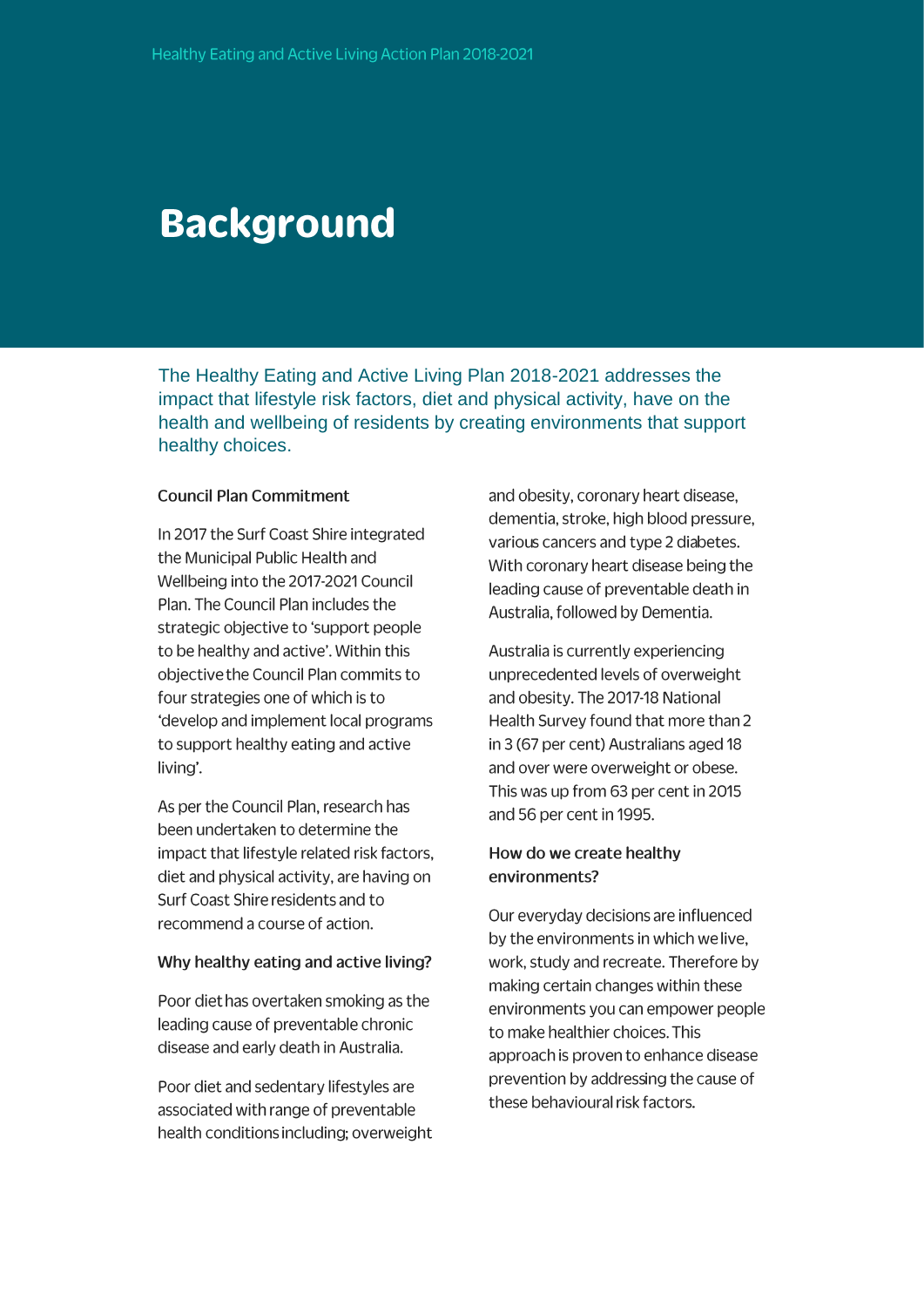# Background

The Healthy Eating and Active Living Plan 2018-2021 addresses the impact that lifestyle risk factors, diet and physical activity, have on the health and wellbeing of residents by creating environments that support healthy choices.

### Council Plan Commitment

In 2017 the Surf Coast Shire integrated the Municipal Public Health and Wellbeing into the 2017-2021 Council Plan. The Council Plan includes the strategic objective to 'support people to be healthy and active'. Within this objective the Council Plan commits to four strategies one of which is to 'develop and implement local programs to support healthy eating and active living'.

As per the Council Plan, research has been undertaken to determine the impact that lifestyle related risk factors, diet and physical activity, are having on Surf Coast Shire residents and to recommend a course of action.

### Why healthy eating and active living?

Poor diet has overtaken smoking as the leading cause of preventable chronic disease and early death in Australia.

Poor diet and sedentary lifestyles are associated with range of preventable health conditions including; overweight and obesity, coronary heart disease, dementia, stroke, high blood pressure, various cancers and type 2 diabetes. With coronary heart disease being the leading cause of preventable death in Australia, followed by Dementia.

Australia is currently experiencing unprecedented levels of overweight and obesity. The 2017-18 National Health Survey found that more than 2 in 3 (67 per cent) Australians aged 18 and over were overweight or obese. This was up from 63 per cent in 2015 and 56 per cent in 1995.

### How do we create healthy environments?

Our everyday decisions are influenced by the environments in which we live, work, study and recreate. Therefore by making certain changes within these environments you can empower people to make healthier choices. This approach is proven to enhance disease prevention by addressing the cause of these behavioural risk factors.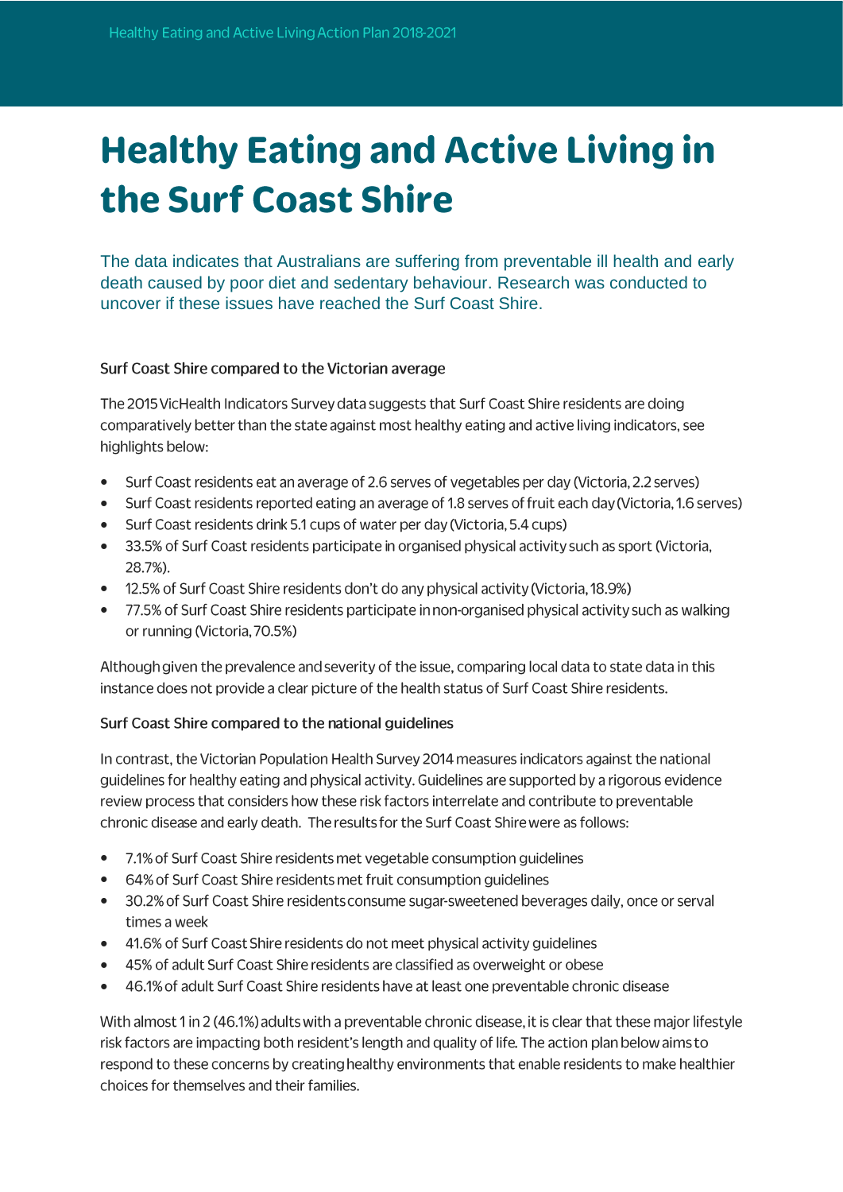# Healthy Eating and Active Living in the Surf Coast Shire

The data indicates that Australians are suffering from preventable ill health and early death caused by poor diet and sedentary behaviour. Research was conducted to uncover if these issues have reached the Surf Coast Shire.

### Surf Coast Shire compared to the Victorian average

The 2015 VicHealth Indicators Survey data suggests that Surf Coast Shire residents are doing comparatively better than the state against most healthy eating and active living indicators, see highlights below:

- Surf Coast residents eat an average of 2.6 serves of vegetables per day (Victoria, 2.2 serves)
- Surf Coast residents reported eating an average of 1.8 serves of fruit each day (Victoria, 1.6 serves)
- Surf Coast residents drink 5.1 cups of water per day (Victoria, 5.4 cups)
- 33.5% of Surf Coast residents participate in organised physical activity such as sport (Victoria, 28.7%).
- 12.5% of Surf Coast Shire residents don't do any physical activity (Victoria, 18.9%)
- 77.5% of Surf Coast Shire residents participate in non-organised physical activity such as walking or running (Victoria, 70.5%)

Although given the prevalence and severity of the issue, comparing local data to state data in this instance does not provide a clear picture of the health status of Surf Coast Shire residents.

### Surf Coast Shire compared to the national guidelines

In contrast, the Victorian Population Health Survey 2014 measures indicators against the national guidelines for healthy eating and physical activity. Guidelines are supported by a rigorous evidence review process that considers how these risk factors interrelate and contribute to preventable chronic disease and early death. The results for the Surf Coast Shire were as follows:

- 7.1% of Surf Coast Shire residents met vegetable consumption guidelines
- 64% of Surf Coast Shire residents met fruit consumption guidelines
- 30.2% of Surf Coast Shire residents consume sugar-sweetened beverages daily, once or serval times a week
- 41.6% of Surf Coast Shire residents do not meet physical activity guidelines
- 45% of adult Surf Coast Shire residents are classified as overweight or obese
- 46.1% of adult Surf Coast Shire residents have at least one preventable chronic disease

With almost 1 in 2 (46.1%) adults with a preventable chronic disease, it is clear that these major lifestyle risk factors are impacting both resident's length and quality of life. The action plan below aims to respond to these concerns by creating healthy environments that enable residents to make healthier choices for themselves and their families.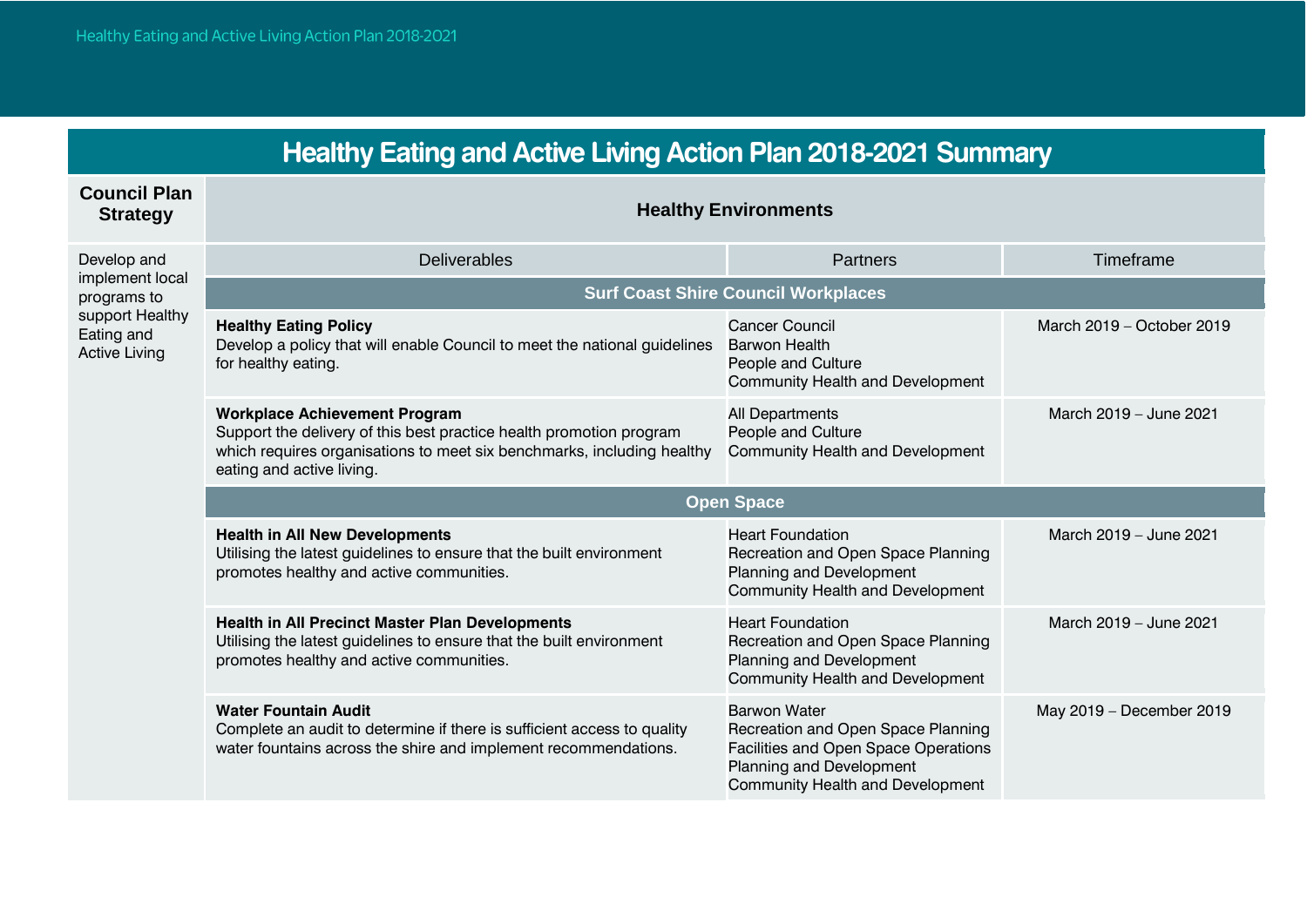## Healthy Eating and Active Living Action Plan 2018-2021 Summary

| Council Plan Strategy | Healthy Environments | | |
|---|---|---|---|
| Develop and implement local programs to support Healthy Eating and Active Living | Deliverables | Partners | Timeframe |
| | **Surf Coast Shire Council Workplaces** | | |
| | **Healthy Eating Policy**<br>Develop a policy that will enable Council to meet the national guidelines for healthy eating. | Cancer Council<br>Barwon Health<br>People and Culture<br>Community Health and Development | March 2019 – October 2019 |
| | **Workplace Achievement Program**<br>Support the delivery of this best practice health promotion program which requires organisations to meet six benchmarks, including healthy eating and active living. | All Departments<br>People and Culture<br>Community Health and Development | March 2019 – June 2021 |
| | **Open Space** | | |
| | **Health in All New Developments**<br>Utilising the latest guidelines to ensure that the built environment promotes healthy and active communities. | Heart Foundation<br>Recreation and Open Space Planning<br>Planning and Development<br>Community Health and Development | March 2019 – June 2021 |
| | **Health in All Precinct Master Plan Developments**<br>Utilising the latest guidelines to ensure that the built environment promotes healthy and active communities. | Heart Foundation<br>Recreation and Open Space Planning<br>Planning and Development<br>Community Health and Development | March 2019 – June 2021 |
| | **Water Fountain Audit**<br>Complete an audit to determine if there is sufficient access to quality water fountains across the shire and implement recommendations. | Barwon Water<br>Recreation and Open Space Planning<br>Facilities and Open Space Operations<br>Planning and Development<br>Community Health and Development | May 2019 – December 2019 |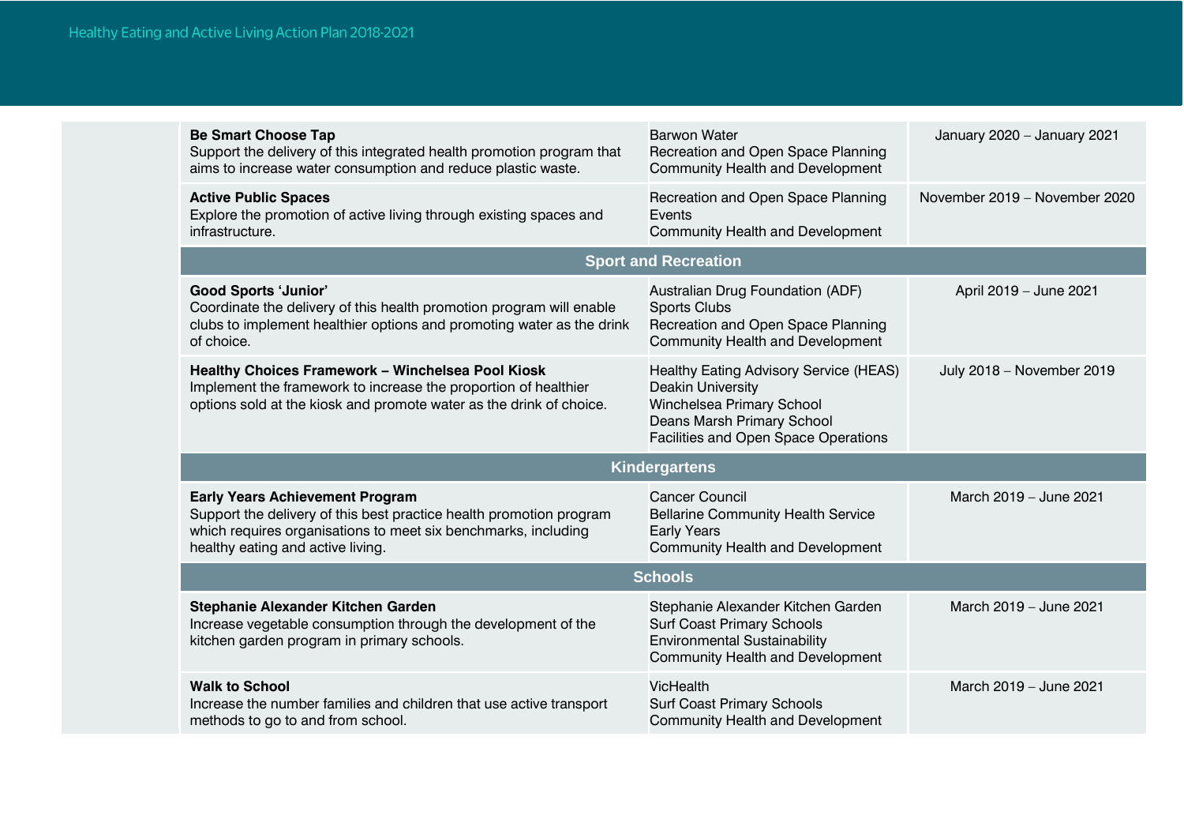| | | | |
|---|---|---|---|
| | **Be Smart Choose Tap**<br>Support the delivery of this integrated health promotion program that aims to increase water consumption and reduce plastic waste. | Barwon Water<br>Recreation and Open Space Planning<br>Community Health and Development | January 2020 – January 2021 |
| | **Active Public Spaces**<br>Explore the promotion of active living through existing spaces and infrastructure. | Recreation and Open Space Planning<br>Events<br>Community Health and Development | November 2019 – November 2020 |
| | **Sport and Recreation** | | |
| | **Good Sports 'Junior'**<br>Coordinate the delivery of this health promotion program will enable clubs to implement healthier options and promoting water as the drink of choice. | Australian Drug Foundation (ADF)<br>Sports Clubs<br>Recreation and Open Space Planning<br>Community Health and Development | April 2019 – June 2021 |
| | **Healthy Choices Framework – Winchelsea Pool Kiosk**<br>Implement the framework to increase the proportion of healthier options sold at the kiosk and promote water as the drink of choice. | Healthy Eating Advisory Service (HEAS)<br>Deakin University<br>Winchelsea Primary School<br>Deans Marsh Primary School<br>Facilities and Open Space Operations | July 2018 – November 2019 |
| | **Kindergartens** | | |
| | **Early Years Achievement Program**<br>Support the delivery of this best practice health promotion program which requires organisations to meet six benchmarks, including healthy eating and active living. | Cancer Council<br>Bellarine Community Health Service<br>Early Years<br>Community Health and Development | March 2019 – June 2021 |
| | **Schools** | | |
| | **Stephanie Alexander Kitchen Garden**<br>Increase vegetable consumption through the development of the kitchen garden program in primary schools. | Stephanie Alexander Kitchen Garden<br>Surf Coast Primary Schools<br>Environmental Sustainability<br>Community Health and Development | March 2019 – June 2021 |
| | **Walk to School**<br>Increase the number families and children that use active transport methods to go to and from school. | VicHealth<br>Surf Coast Primary Schools<br>Community Health and Development | March 2019 – June 2021 |